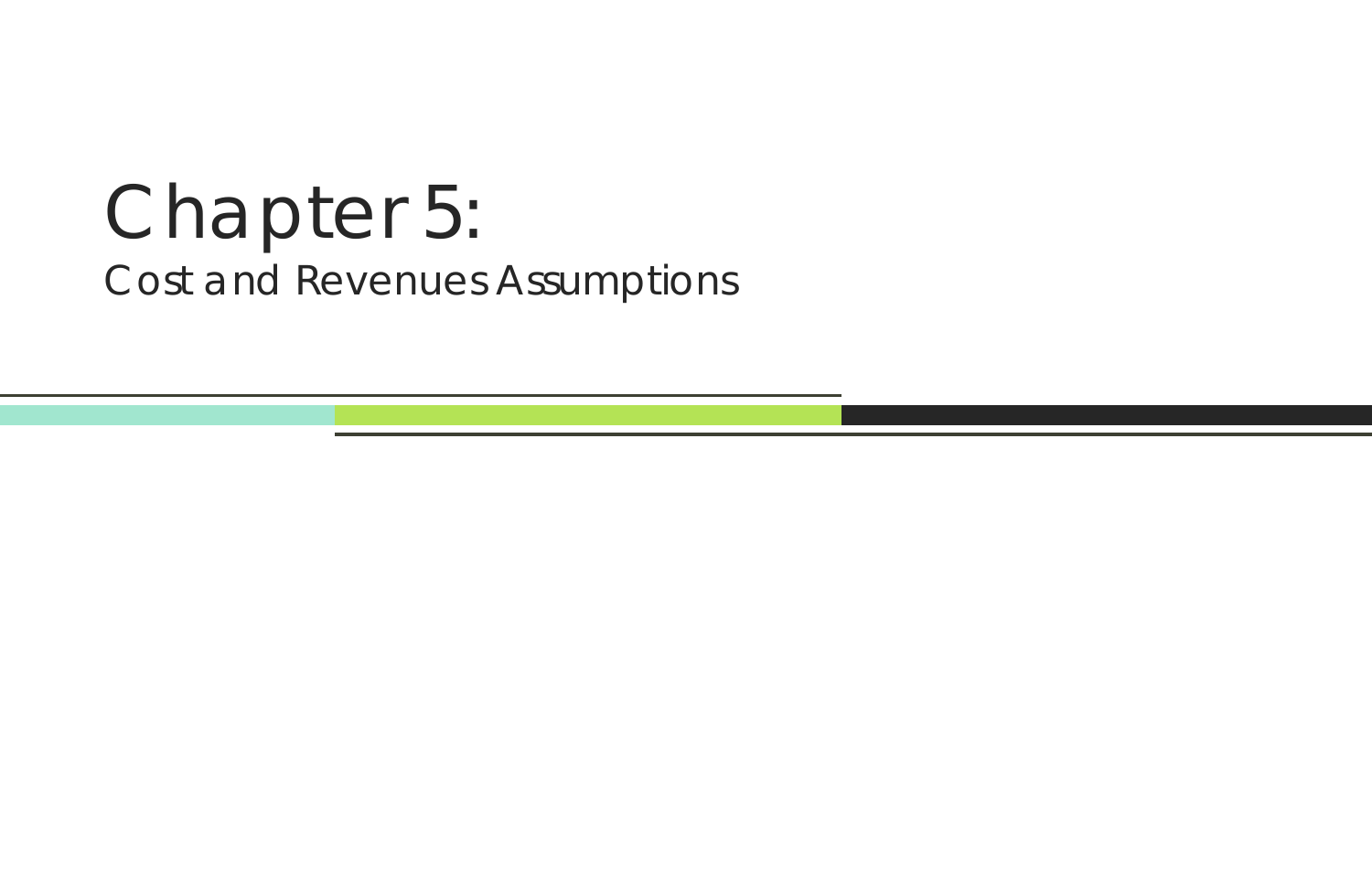# Chapter 5:

## Cost and Revenues Assumptions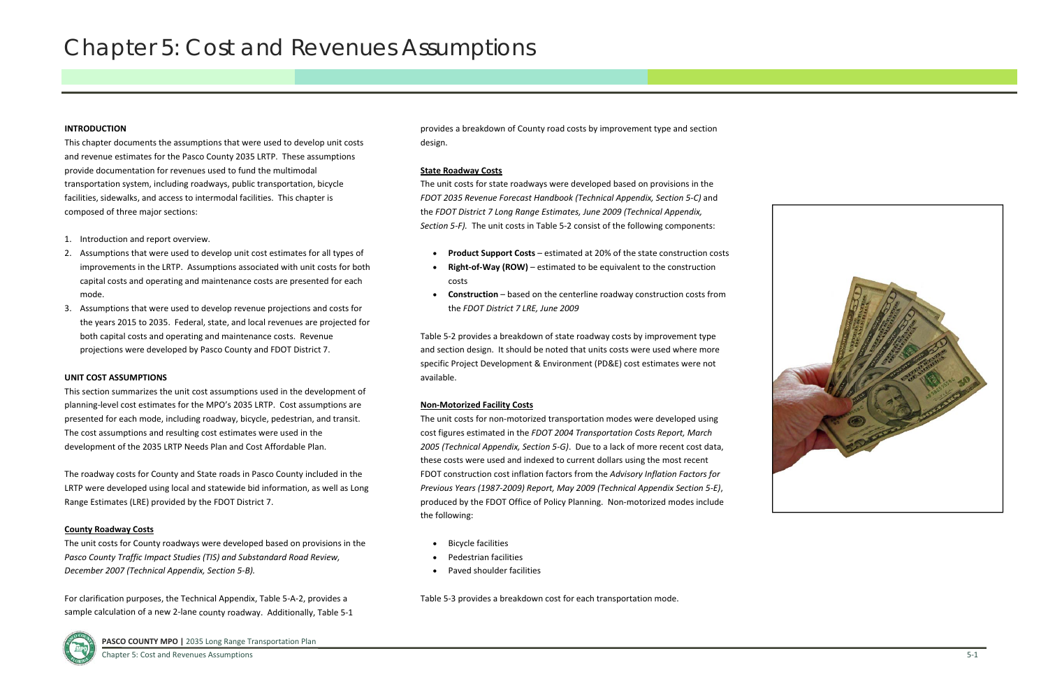# Chapter 5: Cost and Revenues Assumptions

**INTRODUCTION**

This chapter documents the assumptions that were used to develop unit costs and revenue estimates for the Pasco County 2035 LRTP. These assumptions provide documentation for revenues used to fund the multimodal transportation system, including roadways, public transportation, bicycle facilities, sidewalks, and access to intermodal facilities. This chapter is composed of three major sections:

1. Introduction and report overview.
2. Assumptions that were used to develop unit cost estimates for all types of improvements in the LRTP. Assumptions associated with unit costs for both capital costs and operating and maintenance costs are presented for each mode.
3. Assumptions that were used to develop revenue projections and costs for the years 2015 to 2035. Federal, state, and local revenues are projected for both capital costs and operating and maintenance costs. Revenue projections were developed by Pasco County and FDOT District 7.

**UNIT COST ASSUMPTIONS**

This section summarizes the unit cost assumptions used in the development of planning-level cost estimates for the MPO's 2035 LRTP. Cost assumptions are presented for each mode, including roadway, bicycle, pedestrian, and transit. The cost assumptions and resulting cost estimates were used in the development of the 2035 LRTP Needs Plan and Cost Affordable Plan.

The roadway costs for County and State roads in Pasco County included in the LRTP were developed using local and statewide bid information, as well as Long Range Estimates (LRE) provided by the FDOT District 7.

**County Roadway Costs**

The unit costs for County roadways were developed based on provisions in the *Pasco County Traffic Impact Studies (TIS) and Substandard Road Review, December 2007 (Technical Appendix, Section 5-B).*

For clarification purposes, the Technical Appendix, Table 5-A-2, provides a sample calculation of a new 2-lane county roadway. Additionally, Table 5-1 provides a breakdown of County road costs by improvement type and section design.

**State Roadway Costs**

The unit costs for state roadways were developed based on provisions in the *FDOT 2035 Revenue Forecast Handbook (Technical Appendix, Section 5-C)* and the *FDOT District 7 Long Range Estimates, June 2009 (Technical Appendix, Section 5-F).* The unit costs in Table 5-2 consist of the following components:

- **Product Support Costs** – estimated at 20% of the state construction costs
- **Right-of-Way (ROW)** – estimated to be equivalent to the construction costs
- **Construction** – based on the centerline roadway construction costs from the *FDOT District 7 LRE, June 2009*

Table 5-2 provides a breakdown of state roadway costs by improvement type and section design. It should be noted that units costs were used where more specific Project Development & Environment (PD&E) cost estimates were not available.

**Non-Motorized Facility Costs**

The unit costs for non-motorized transportation modes were developed using cost figures estimated in the *FDOT 2004 Transportation Costs Report, March 2005 (Technical Appendix, Section 5-G)*. Due to a lack of more recent cost data, these costs were used and indexed to current dollars using the most recent FDOT construction cost inflation factors from the *Advisory Inflation Factors for Previous Years (1987-2009) Report, May 2009 (Technical Appendix Section 5-E)*, produced by the FDOT Office of Policy Planning. Non-motorized modes include the following:

- Bicycle facilities
- Pedestrian facilities
- Paved shoulder facilities

Table 5-3 provides a breakdown cost for each transportation mode.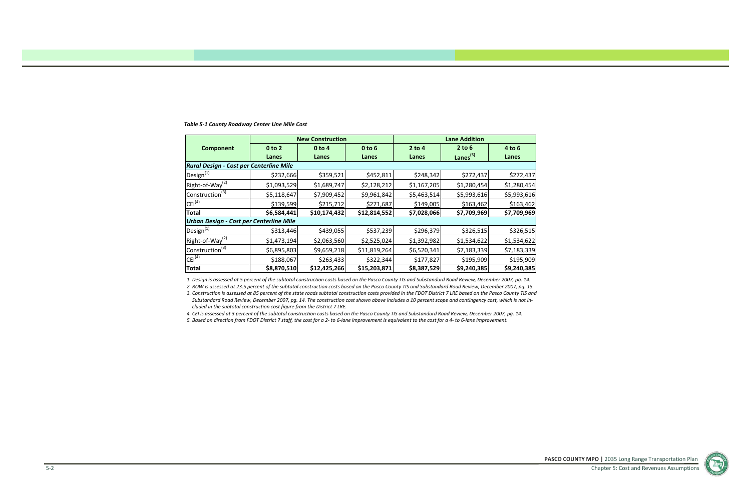*Table 5-1 County Roadway Center Line Mile Cost*

| Component | New Construction | | | Lane Addition | | |
|---|---|---|---|---|---|---|
| | 0 to 2 Lanes | 0 to 4 Lanes | 0 to 6 Lanes | 2 to 4 Lanes | 2 to 6 Lanes[5] | 4 to 6 Lanes |
| ***Rural Design - Cost per Centerline Mile*** | | | | | | |
| Design[1] | $232,666 | $359,521 | $452,811 | $248,342 | $272,437 | $272,437 |
| Right-of-Way[2] | $1,093,529 | $1,689,747 | $2,128,212 | $1,167,205 | $1,280,454 | $1,280,454 |
| Construction[3] | $5,118,647 | $7,909,452 | $9,961,842 | $5,463,514 | $5,993,616 | $5,993,616 |
| CEI[4] | $139,599 | $215,712 | $271,687 | $149,005 | $163,462 | $163,462 |
| **Total** | **$6,584,441** | **$10,174,432** | **$12,814,552** | **$7,028,066** | **$7,709,969** | **$7,709,969** |
| ***Urban Design - Cost per Centerline Mile*** | | | | | | |
| Design[1] | $313,446 | $439,055 | $537,239 | $296,379 | $326,515 | $326,515 |
| Right-of-Way[2] | $1,473,194 | $2,063,560 | $2,525,024 | $1,392,982 | $1,534,622 | $1,534,622 |
| Construction[3] | $6,895,803 | $9,659,218 | $11,819,264 | $6,520,341 | $7,183,339 | $7,183,339 |
| CEI[4] | $188,067 | $263,433 | $322,344 | $177,827 | $195,909 | $195,909 |
| **Total** | **$8,870,510** | **$12,425,266** | **$15,203,871** | **$8,387,529** | **$9,240,385** | **$9,240,385** |

*1. Design is assessed at 5 percent of the subtotal construction costs based on the Pasco County TIS and Substandard Road Review, December 2007, pg. 14.*

*2. ROW is assessed at 23.5 percent of the subtotal construction costs based on the Pasco County TIS and Substandard Road Review, December 2007, pg. 15.*

*3. Construction is assessed at 85 percent of the state roads subtotal construction costs provided in the FDOT District 7 LRE based on the Pasco County TIS and Substandard Road Review, December 2007, pg. 14. The construction cost shown above includes a 10 percent scope and contingency cost, which is not included in the subtotal construction cost figure from the District 7 LRE.*

*4. CEI is assessed at 3 percent of the subtotal construction costs based on the Pasco County TIS and Substandard Road Review, December 2007, pg. 14.*

*5. Based on direction from FDOT District 7 staff, the cost for a 2- to 6-lane improvement is equivalent to the cost for a 4- to 6-lane improvement.*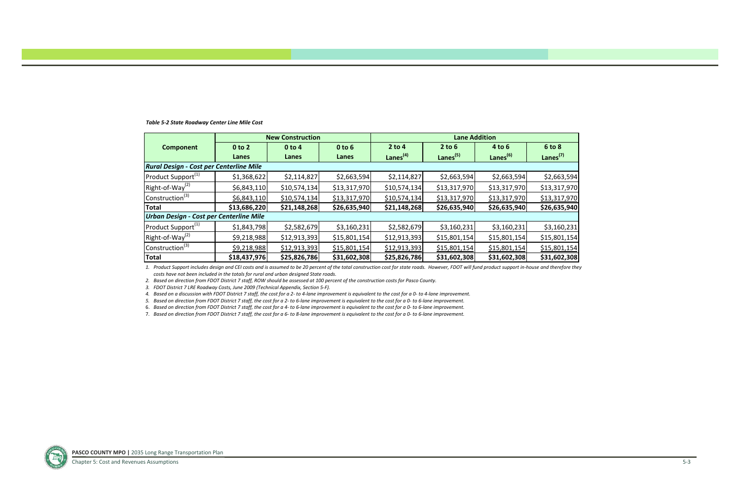*Table 5-2 State Roadway Center Line Mile Cost*

| Component | New Construction | | | Lane Addition | | | |
|---|---|---|---|---|---|---|---|
| | 0 to 2 Lanes | 0 to 4 Lanes | 0 to 6 Lanes | 2 to 4 Lanes[4] | 2 to 6 Lanes[5] | 4 to 6 Lanes[6] | 6 to 8 Lanes[7] |
| ***Rural Design - Cost per Centerline Mile*** | | | | | | | |
| Product Support[1] | $1,368,622 | $2,114,827 | $2,663,594 | $2,114,827 | $2,663,594 | $2,663,594 | $2,663,594 |
| Right-of-Way[2] | $6,843,110 | $10,574,134 | $13,317,970 | $10,574,134 | $13,317,970 | $13,317,970 | $13,317,970 |
| Construction[3] | $6,843,110 | $10,574,134 | $13,317,970 | $10,574,134 | $13,317,970 | $13,317,970 | $13,317,970 |
| **Total** | **$13,686,220** | **$21,148,268** | **$26,635,940** | **$21,148,268** | **$26,635,940** | **$26,635,940** | **$26,635,940** |
| ***Urban Design - Cost per Centerline Mile*** | | | | | | | |
| Product Support[1] | $1,843,798 | $2,582,679 | $3,160,231 | $2,582,679 | $3,160,231 | $3,160,231 | $3,160,231 |
| Right-of-Way[2] | $9,218,988 | $12,913,393 | $15,801,154 | $12,913,393 | $15,801,154 | $15,801,154 | $15,801,154 |
| Construction[3] | $9,218,988 | $12,913,393 | $15,801,154 | $12,913,393 | $15,801,154 | $15,801,154 | $15,801,154 |
| **Total** | **$18,437,976** | **$25,826,786** | **$31,602,308** | **$25,826,786** | **$31,602,308** | **$31,602,308** | **$31,602,308** |

*1. Product Support includes design and CEI costs and is assumed to be 20 percent of the total construction cost for state roads. However, FDOT will fund product support in-house and therefore they costs have not been included in the totals for rural and urban designed State roads.*

*2. Based on direction from FDOT District 7 staff, ROW should be assessed at 100 percent of the construction costs for Pasco County.*

*3. FDOT District 7 LRE Roadway Costs, June 2009 (Technical Appendix, Section 5-F).*

*4. Based on a discussion with FDOT District 7 staff, the cost for a 2- to 4-lane improvement is equivalent to the cost for a 0- to 4-lane improvement.*

*5. Based on direction from FDOT District 7 staff, the cost for a 2- to 6-lane improvement is equivalent to the cost for a 0- to 6-lane improvement.*

*6. Based on direction from FDOT District 7 staff, the cost for a 4- to 6-lane improvement is equivalent to the cost for a 0- to 6-lane improvement.*

*7. Based on direction from FDOT District 7 staff, the cost for a 6- to 8-lane improvement is equivalent to the cost for a 0- to 6-lane improvement.*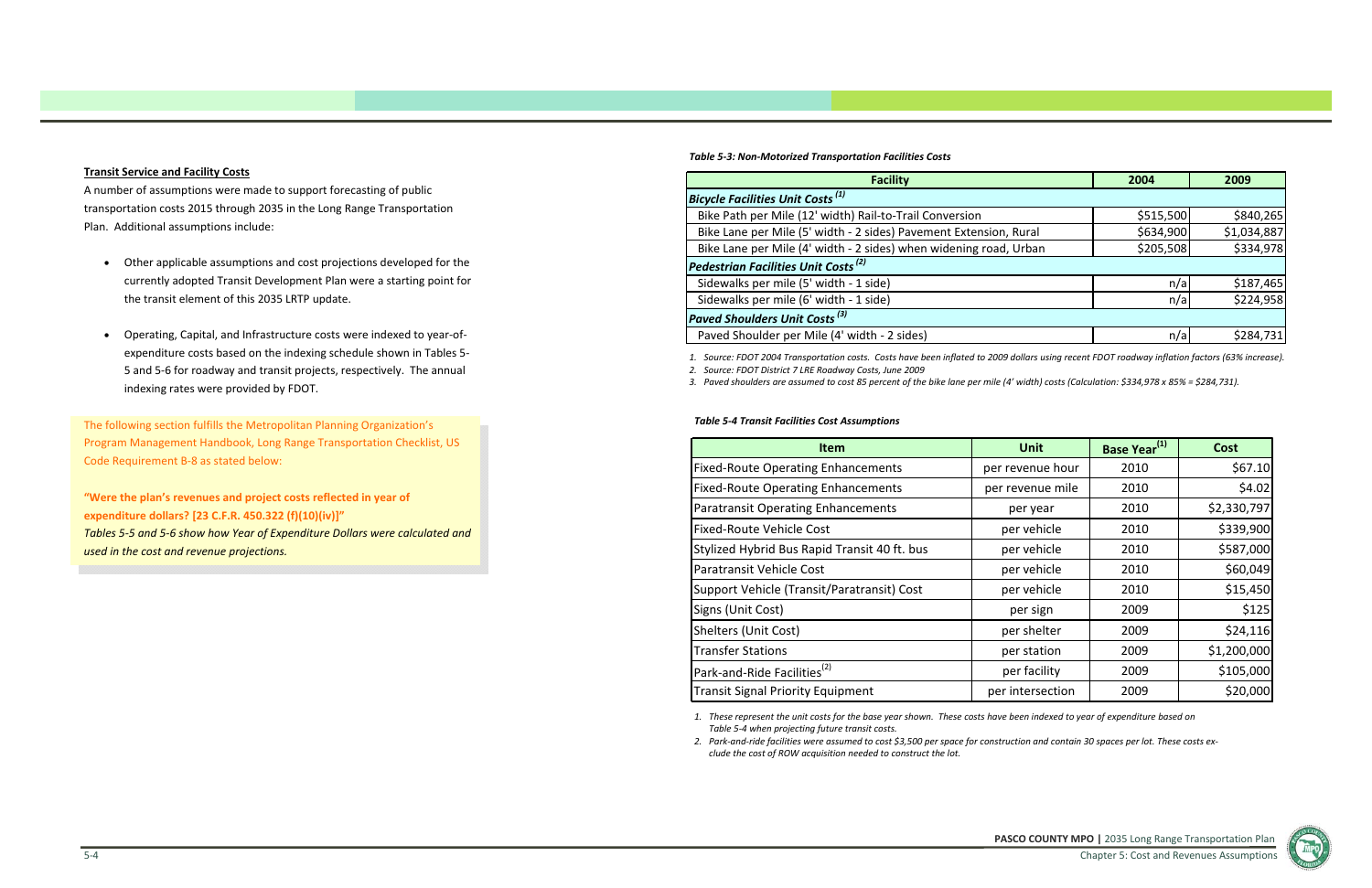**Transit Service and Facility Costs**

A number of assumptions were made to support forecasting of public transportation costs 2015 through 2035 in the Long Range Transportation Plan. Additional assumptions include:

- Other applicable assumptions and cost projections developed for the currently adopted Transit Development Plan were a starting point for the transit element of this 2035 LRTP update.
- Operating, Capital, and Infrastructure costs were indexed to year-of-expenditure costs based on the indexing schedule shown in Tables 5-5 and 5-6 for roadway and transit projects, respectively. The annual indexing rates were provided by FDOT.

The following section fulfills the Metropolitan Planning Organization's Program Management Handbook, Long Range Transportation Checklist, US Code Requirement B-8 as stated below:

**"Were the plan's revenues and project costs reflected in year of expenditure dollars? [23 C.F.R. 450.322 (f)(10)(iv)]"**

*Tables 5-5 and 5-6 show how Year of Expenditure Dollars were calculated and used in the cost and revenue projections.*

***Table 5-3: Non-Motorized Transportation Facilities Costs***

| Facility | 2004 | 2009 |
|---|---|---|
| ***Bicycle Facilities Unit Costs (1)*** | | |
| Bike Path per Mile (12' width) Rail-to-Trail Conversion | $515,500 | $840,265 |
| Bike Lane per Mile (5' width - 2 sides) Pavement Extension, Rural | $634,900 | $1,034,887 |
| Bike Lane per Mile (4' width - 2 sides) when widening road, Urban | $205,508 | $334,978 |
| ***Pedestrian Facilities Unit Costs (2)*** | | |
| Sidewalks per mile (5' width - 1 side) | n/a | $187,465 |
| Sidewalks per mile (6' width - 1 side) | n/a | $224,958 |
| ***Paved Shoulders Unit Costs (3)*** | | |
| Paved Shoulder per Mile (4' width - 2 sides) | n/a | $284,731 |

*1. Source: FDOT 2004 Transportation costs. Costs have been inflated to 2009 dollars using recent FDOT roadway inflation factors (63% increase).*

*2. Source: FDOT District 7 LRE Roadway Costs, June 2009*

*3. Paved shoulders are assumed to cost 85 percent of the bike lane per mile (4' width) costs (Calculation: $334,978 x 85% = $284,731).*

***Table 5-4 Transit Facilities Cost Assumptions***

| Item | Unit | Base Year[1] | Cost |
|---|---|---|---|
| Fixed-Route Operating Enhancements | per revenue hour | 2010 | $67.10 |
| Fixed-Route Operating Enhancements | per revenue mile | 2010 | $4.02 |
| Paratransit Operating Enhancements | per year | 2010 | $2,330,797 |
| Fixed-Route Vehicle Cost | per vehicle | 2010 | $339,900 |
| Stylized Hybrid Bus Rapid Transit 40 ft. bus | per vehicle | 2010 | $587,000 |
| Paratransit Vehicle Cost | per vehicle | 2010 | $60,049 |
| Support Vehicle (Transit/Paratransit) Cost | per vehicle | 2010 | $15,450 |
| Signs (Unit Cost) | per sign | 2009 | $125 |
| Shelters (Unit Cost) | per shelter | 2009 | $24,116 |
| Transfer Stations | per station | 2009 | $1,200,000 |
| Park-and-Ride Facilities[2] | per facility | 2009 | $105,000 |
| Transit Signal Priority Equipment | per intersection | 2009 | $20,000 |

*1. These represent the unit costs for the base year shown. These costs have been indexed to year of expenditure based on Table 5-4 when projecting future transit costs.*

*2. Park-and-ride facilities were assumed to cost $3,500 per space for construction and contain 30 spaces per lot. These costs exclude the cost of ROW acquisition needed to construct the lot.*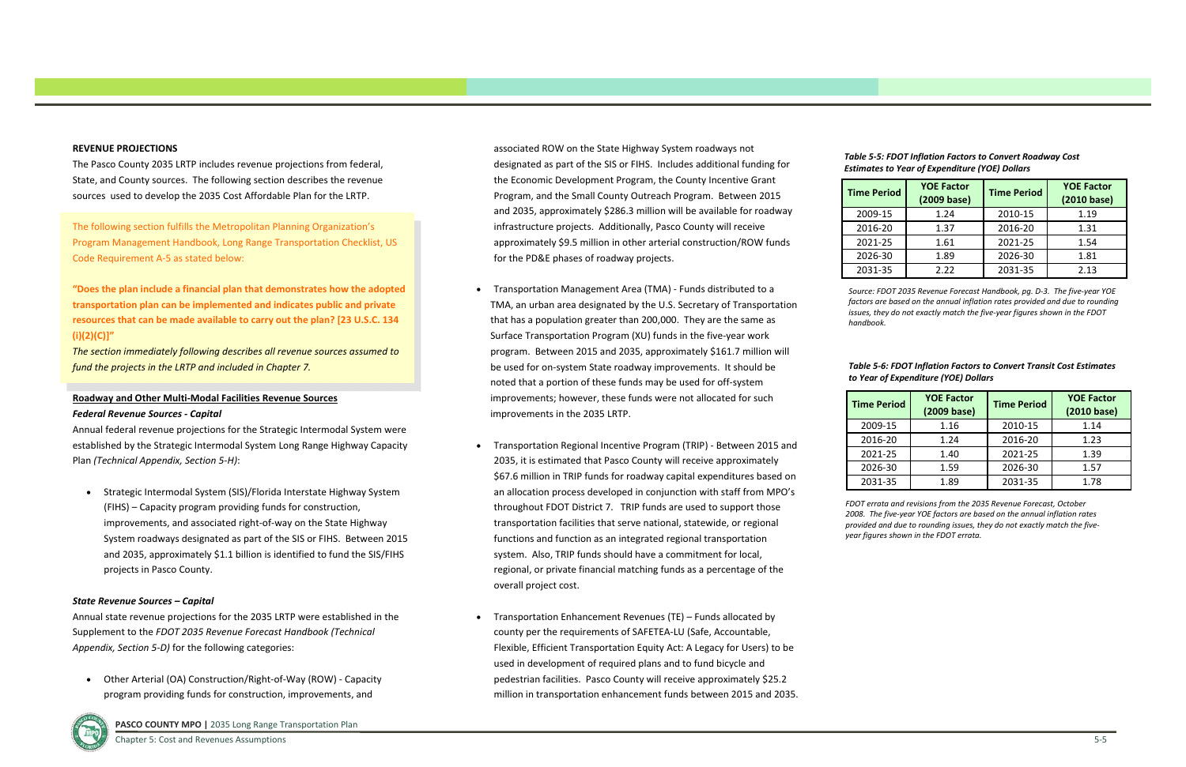### REVENUE PROJECTIONS

The Pasco County 2035 LRTP includes revenue projections from federal, State, and County sources. The following section describes the revenue sources used to develop the 2035 Cost Affordable Plan for the LRTP.

The following section fulfills the Metropolitan Planning Organization's Program Management Handbook, Long Range Transportation Checklist, US Code Requirement A-5 as stated below:

**"Does the plan include a financial plan that demonstrates how the adopted transportation plan can be implemented and indicates public and private resources that can be made available to carry out the plan? [23 U.S.C. 134 (i)(2)(C)]"**

*The section immediately following describes all revenue sources assumed to fund the projects in the LRTP and included in Chapter 7.*

#### Roadway and Other Multi-Modal Facilities Revenue Sources

***Federal Revenue Sources - Capital***

Annual federal revenue projections for the Strategic Intermodal System were established by the Strategic Intermodal System Long Range Highway Capacity Plan *(Technical Appendix, Section 5-H)*:

- Strategic Intermodal System (SIS)/Florida Interstate Highway System (FIHS) – Capacity program providing funds for construction, improvements, and associated right-of-way on the State Highway System roadways designated as part of the SIS or FIHS. Between 2015 and 2035, approximately $1.1 billion is identified to fund the SIS/FIHS projects in Pasco County.

***State Revenue Sources – Capital***

Annual state revenue projections for the 2035 LRTP were established in the Supplement to the *FDOT 2035 Revenue Forecast Handbook (Technical Appendix, Section 5-D)* for the following categories:

- Other Arterial (OA) Construction/Right-of-Way (ROW) - Capacity program providing funds for construction, improvements, and associated ROW on the State Highway System roadways not designated as part of the SIS or FIHS. Includes additional funding for the Economic Development Program, the County Incentive Grant Program, and the Small County Outreach Program. Between 2015 and 2035, approximately $286.3 million will be available for roadway infrastructure projects. Additionally, Pasco County will receive approximately $9.5 million in other arterial construction/ROW funds for the PD&E phases of roadway projects.

- Transportation Management Area (TMA) - Funds distributed to a TMA, an urban area designated by the U.S. Secretary of Transportation that has a population greater than 200,000. They are the same as Surface Transportation Program (XU) funds in the five-year work program. Between 2015 and 2035, approximately $161.7 million will be used for on-system State roadway improvements. It should be noted that a portion of these funds may be used for off-system improvements; however, these funds were not allocated for such improvements in the 2035 LRTP.

- Transportation Regional Incentive Program (TRIP) - Between 2015 and 2035, it is estimated that Pasco County will receive approximately $67.6 million in TRIP funds for roadway capital expenditures based on an allocation process developed in conjunction with staff from MPO's throughout FDOT District 7. TRIP funds are used to support those transportation facilities that serve national, statewide, or regional functions and function as an integrated regional transportation system. Also, TRIP funds should have a commitment for local, regional, or private financial matching funds as a percentage of the overall project cost.

- Transportation Enhancement Revenues (TE) – Funds allocated by county per the requirements of SAFETEA-LU (Safe, Accountable, Flexible, Efficient Transportation Equity Act: A Legacy for Users) to be used in development of required plans and to fund bicycle and pedestrian facilities. Pasco County will receive approximately $25.2 million in transportation enhancement funds between 2015 and 2035.

***Table 5-5: FDOT Inflation Factors to Convert Roadway Cost Estimates to Year of Expenditure (YOE) Dollars***

| Time Period | YOE Factor (2009 base) | Time Period | YOE Factor (2010 base) |
|---|---|---|---|
| 2009-15 | 1.24 | 2010-15 | 1.19 |
| 2016-20 | 1.37 | 2016-20 | 1.31 |
| 2021-25 | 1.61 | 2021-25 | 1.54 |
| 2026-30 | 1.89 | 2026-30 | 1.81 |
| 2031-35 | 2.22 | 2031-35 | 2.13 |

*Source: FDOT 2035 Revenue Forecast Handbook, pg. D-3. The five-year YOE factors are based on the annual inflation rates provided and due to rounding issues, they do not exactly match the five-year figures shown in the FDOT handbook.*

***Table 5-6: FDOT Inflation Factors to Convert Transit Cost Estimates to Year of Expenditure (YOE) Dollars***

| Time Period | YOE Factor (2009 base) | Time Period | YOE Factor (2010 base) |
|---|---|---|---|
| 2009-15 | 1.16 | 2010-15 | 1.14 |
| 2016-20 | 1.24 | 2016-20 | 1.23 |
| 2021-25 | 1.40 | 2021-25 | 1.39 |
| 2026-30 | 1.59 | 2026-30 | 1.57 |
| 2031-35 | 1.89 | 2031-35 | 1.78 |

*FDOT errata and revisions from the 2035 Revenue Forecast, October 2008. The five-year YOE factors are based on the annual inflation rates provided and due to rounding issues, they do not exactly match the five-year figures shown in the FDOT errata.*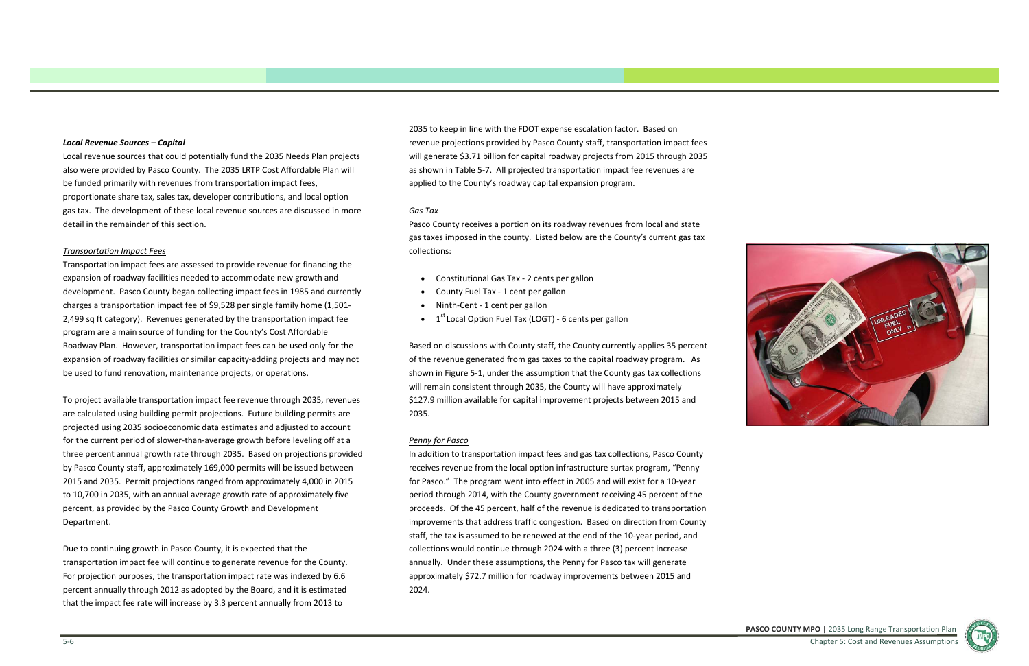***Local Revenue Sources – Capital***

Local revenue sources that could potentially fund the 2035 Needs Plan projects also were provided by Pasco County. The 2035 LRTP Cost Affordable Plan will be funded primarily with revenues from transportation impact fees, proportionate share tax, sales tax, developer contributions, and local option gas tax. The development of these local revenue sources are discussed in more detail in the remainder of this section.

*Transportation Impact Fees*

Transportation impact fees are assessed to provide revenue for financing the expansion of roadway facilities needed to accommodate new growth and development. Pasco County began collecting impact fees in 1985 and currently charges a transportation impact fee of $9,528 per single family home (1,501-2,499 sq ft category). Revenues generated by the transportation impact fee program are a main source of funding for the County's Cost Affordable Roadway Plan. However, transportation impact fees can be used only for the expansion of roadway facilities or similar capacity-adding projects and may not be used to fund renovation, maintenance projects, or operations.

To project available transportation impact fee revenue through 2035, revenues are calculated using building permit projections. Future building permits are projected using 2035 socioeconomic data estimates and adjusted to account for the current period of slower-than-average growth before leveling off at a three percent annual growth rate through 2035. Based on projections provided by Pasco County staff, approximately 169,000 permits will be issued between 2015 and 2035. Permit projections ranged from approximately 4,000 in 2015 to 10,700 in 2035, with an annual average growth rate of approximately five percent, as provided by the Pasco County Growth and Development Department.

Due to continuing growth in Pasco County, it is expected that the transportation impact fee will continue to generate revenue for the County. For projection purposes, the transportation impact rate was indexed by 6.6 percent annually through 2012 as adopted by the Board, and it is estimated that the impact fee rate will increase by 3.3 percent annually from 2013 to 2035 to keep in line with the FDOT expense escalation factor. Based on revenue projections provided by Pasco County staff, transportation impact fees will generate $3.71 billion for capital roadway projects from 2015 through 2035 as shown in Table 5-7. All projected transportation impact fee revenues are applied to the County's roadway capital expansion program.

*Gas Tax*

Pasco County receives a portion on its roadway revenues from local and state gas taxes imposed in the county. Listed below are the County's current gas tax collections:

- Constitutional Gas Tax - 2 cents per gallon
- County Fuel Tax - 1 cent per gallon
- Ninth-Cent - 1 cent per gallon
- 1st Local Option Fuel Tax (LOGT) - 6 cents per gallon

Based on discussions with County staff, the County currently applies 35 percent of the revenue generated from gas taxes to the capital roadway program. As shown in Figure 5-1, under the assumption that the County gas tax collections will remain consistent through 2035, the County will have approximately $127.9 million available for capital improvement projects between 2015 and 2035.

*Penny for Pasco*

In addition to transportation impact fees and gas tax collections, Pasco County receives revenue from the local option infrastructure surtax program, "Penny for Pasco." The program went into effect in 2005 and will exist for a 10-year period through 2014, with the County government receiving 45 percent of the proceeds. Of the 45 percent, half of the revenue is dedicated to transportation improvements that address traffic congestion. Based on direction from County staff, the tax is assumed to be renewed at the end of the 10-year period, and collections would continue through 2024 with a three (3) percent increase annually. Under these assumptions, the Penny for Pasco tax will generate approximately $72.7 million for roadway improvements between 2015 and 2024.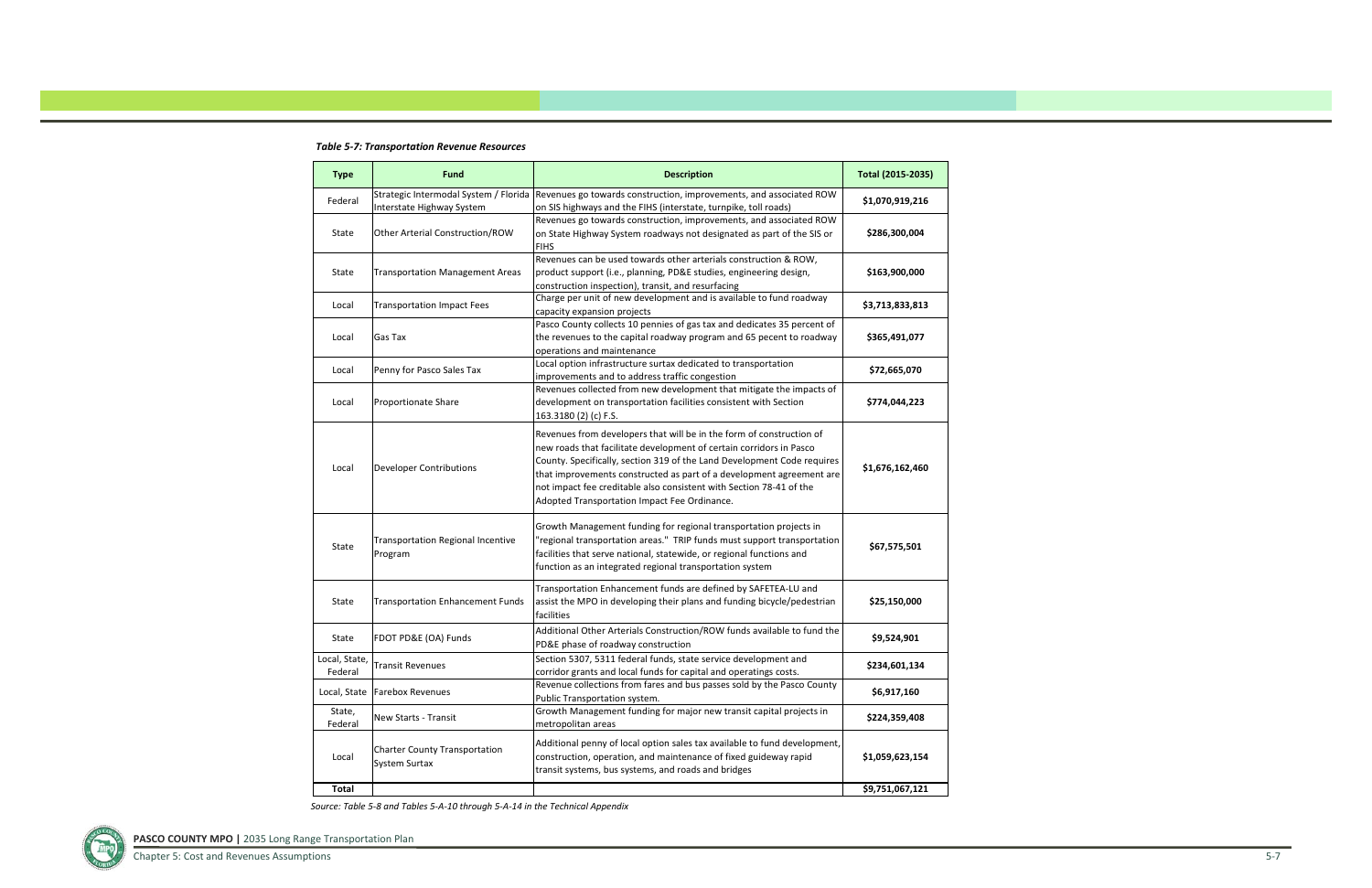*Table 5-7: Transportation Revenue Resources*

| Type | Fund | Description | Total (2015-2035) |
|---|---|---|---|
| Federal | Strategic Intermodal System / Florida Interstate Highway System | Revenues go towards construction, improvements, and associated ROW on SIS highways and the FIHS (interstate, turnpike, toll roads) | **$1,070,919,216** |
| State | Other Arterial Construction/ROW | Revenues go towards construction, improvements, and associated ROW on State Highway System roadways not designated as part of the SIS or FIHS | **$286,300,004** |
| State | Transportation Management Areas | Revenues can be used towards other arterials construction & ROW, product support (i.e., planning, PD&E studies, engineering design, construction inspection), transit, and resurfacing | **$163,900,000** |
| Local | Transportation Impact Fees | Charge per unit of new development and is available to fund roadway capacity expansion projects | **$3,713,833,813** |
| Local | Gas Tax | Pasco County collects 10 pennies of gas tax and dedicates 35 percent of the revenues to the capital roadway program and 65 pecent to roadway operations and maintenance | **$365,491,077** |
| Local | Penny for Pasco Sales Tax | Local option infrastructure surtax dedicated to transportation improvements and to address traffic congestion | **$72,665,070** |
| Local | Proportionate Share | Revenues collected from new development that mitigate the impacts of development on transportation facilities consistent with Section 163.3180 (2) (c) F.S. | **$774,044,223** |
| Local | Developer Contributions | Revenues from developers that will be in the form of construction of new roads that facilitate development of certain corridors in Pasco County. Specifically, section 319 of the Land Development Code requires that improvements constructed as part of a development agreement are not impact fee creditable also consistent with Section 78-41 of the Adopted Transportation Impact Fee Ordinance. | **$1,676,162,460** |
| State | Transportation Regional Incentive Program | Growth Management funding for regional transportation projects in "regional transportation areas." TRIP funds must support transportation facilities that serve national, statewide, or regional functions and function as an integrated regional transportation system | **$67,575,501** |
| State | Transportation Enhancement Funds | Transportation Enhancement funds are defined by SAFETEA-LU and assist the MPO in developing their plans and funding bicycle/pedestrian facilities | **$25,150,000** |
| State | FDOT PD&E (OA) Funds | Additional Other Arterials Construction/ROW funds available to fund the PD&E phase of roadway construction | **$9,524,901** |
| Local, State, Federal | Transit Revenues | Section 5307, 5311 federal funds, state service development and corridor grants and local funds for capital and operatings costs. | **$234,601,134** |
| Local, State | Farebox Revenues | Revenue collections from fares and bus passes sold by the Pasco County Public Transportation system. | **$6,917,160** |
| State, Federal | New Starts - Transit | Growth Management funding for major new transit capital projects in metropolitan areas | **$224,359,408** |
| Local | Charter County Transportation System Surtax | Additional penny of local option sales tax available to fund development, construction, operation, and maintenance of fixed guideway rapid transit systems, bus systems, and roads and bridges | **$1,059,623,154** |
| **Total** | | | **$9,751,067,121** |

*Source: Table 5-8 and Tables 5-A-10 through 5-A-14 in the Technical Appendix*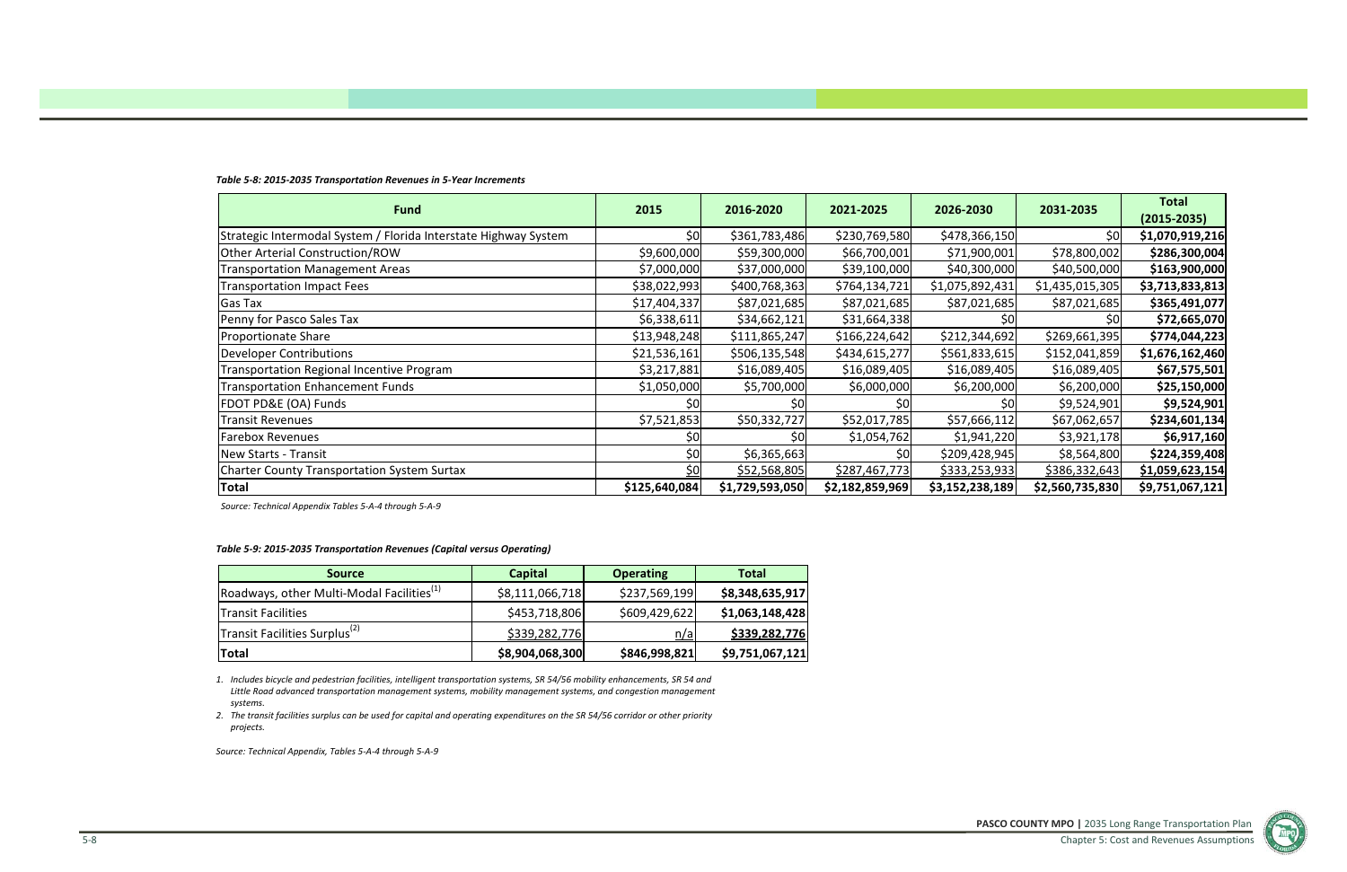*Table 5-8: 2015-2035 Transportation Revenues in 5-Year Increments*

| Fund | 2015 | 2016-2020 | 2021-2025 | 2026-2030 | 2031-2035 | Total (2015-2035) |
|---|---|---|---|---|---|---|
| Strategic Intermodal System / Florida Interstate Highway System | $0 | $361,783,486 | $230,769,580 | $478,366,150 | $0 | **$1,070,919,216** |
| Other Arterial Construction/ROW | $9,600,000 | $59,300,000 | $66,700,001 | $71,900,001 | $78,800,002 | **$286,300,004** |
| Transportation Management Areas | $7,000,000 | $37,000,000 | $39,100,000 | $40,300,000 | $40,500,000 | **$163,900,000** |
| Transportation Impact Fees | $38,022,993 | $400,768,363 | $764,134,721 | $1,075,892,431 | $1,435,015,305 | **$3,713,833,813** |
| Gas Tax | $17,404,337 | $87,021,685 | $87,021,685 | $87,021,685 | $87,021,685 | **$365,491,077** |
| Penny for Pasco Sales Tax | $6,338,611 | $34,662,121 | $31,664,338 | $0 | $0 | **$72,665,070** |
| Proportionate Share | $13,948,248 | $111,865,247 | $166,224,642 | $212,344,692 | $269,661,395 | **$774,044,223** |
| Developer Contributions | $21,536,161 | $506,135,548 | $434,615,277 | $561,833,615 | $152,041,859 | **$1,676,162,460** |
| Transportation Regional Incentive Program | $3,217,881 | $16,089,405 | $16,089,405 | $16,089,405 | $16,089,405 | **$67,575,501** |
| Transportation Enhancement Funds | $1,050,000 | $5,700,000 | $6,000,000 | $6,200,000 | $6,200,000 | **$25,150,000** |
| FDOT PD&E (OA) Funds | $0 | $0 | $0 | $0 | $9,524,901 | **$9,524,901** |
| Transit Revenues | $7,521,853 | $50,332,727 | $52,017,785 | $57,666,112 | $67,062,657 | **$234,601,134** |
| Farebox Revenues | $0 | $0 | $1,054,762 | $1,941,220 | $3,921,178 | **$6,917,160** |
| New Starts - Transit | $0 | $6,365,663 | $0 | $209,428,945 | $8,564,800 | **$224,359,408** |
| Charter County Transportation System Surtax | $0 | $52,568,805 | $287,467,773 | $333,253,933 | $386,332,643 | **$1,059,623,154** |
| **Total** | **$125,640,084** | **$1,729,593,050** | **$2,182,859,969** | **$3,152,238,189** | **$2,560,735,830** | **$9,751,067,121** |

*Source: Technical Appendix Tables 5-A-4 through 5-A-9*

*Table 5-9: 2015-2035 Transportation Revenues (Capital versus Operating)*

| Source | Capital | Operating | Total |
|---|---|---|---|
| Roadways, other Multi-Modal Facilities[1] | $8,111,066,718 | $237,569,199 | **$8,348,635,917** |
| Transit Facilities | $453,718,806 | $609,429,622 | **$1,063,148,428** |
| Transit Facilities Surplus[2] | $339,282,776 | n/a | **$339,282,776** |
| **Total** | **$8,904,068,300** | **$846,998,821** | **$9,751,067,121** |

*1. Includes bicycle and pedestrian facilities, intelligent transportation systems, SR 54/56 mobility enhancements, SR 54 and Little Road advanced transportation management systems, mobility management systems, and congestion management systems.*

*2. The transit facilities surplus can be used for capital and operating expenditures on the SR 54/56 corridor or other priority projects.*

*Source: Technical Appendix, Tables 5-A-4 through 5-A-9*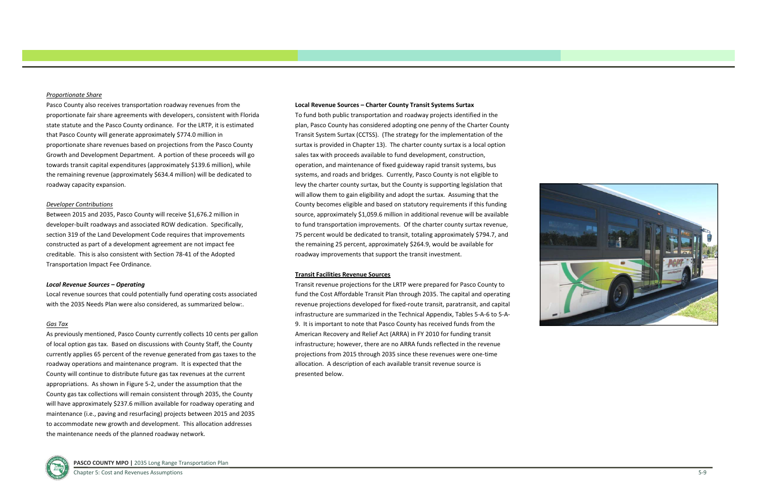*Proportionate Share*

Pasco County also receives transportation roadway revenues from the proportionate fair share agreements with developers, consistent with Florida state statute and the Pasco County ordinance. For the LRTP, it is estimated that Pasco County will generate approximately $774.0 million in proportionate share revenues based on projections from the Pasco County Growth and Development Department. A portion of these proceeds will go towards transit capital expenditures (approximately $139.6 million), while the remaining revenue (approximately $634.4 million) will be dedicated to roadway capacity expansion.

*Developer Contributions*

Between 2015 and 2035, Pasco County will receive $1,676.2 million in developer-built roadways and associated ROW dedication. Specifically, section 319 of the Land Development Code requires that improvements constructed as part of a development agreement are not impact fee creditable. This is also consistent with Section 78-41 of the Adopted Transportation Impact Fee Ordinance.

***Local Revenue Sources – Operating***

Local revenue sources that could potentially fund operating costs associated with the 2035 Needs Plan were also considered, as summarized below:.

*Gas Tax*

As previously mentioned, Pasco County currently collects 10 cents per gallon of local option gas tax. Based on discussions with County Staff, the County currently applies 65 percent of the revenue generated from gas taxes to the roadway operations and maintenance program. It is expected that the County will continue to distribute future gas tax revenues at the current appropriations. As shown in Figure 5-2, under the assumption that the County gas tax collections will remain consistent through 2035, the County will have approximately $237.6 million available for roadway operating and maintenance (i.e., paving and resurfacing) projects between 2015 and 2035 to accommodate new growth and development. This allocation addresses the maintenance needs of the planned roadway network.

**Local Revenue Sources – Charter County Transit Systems Surtax**

To fund both public transportation and roadway projects identified in the plan, Pasco County has considered adopting one penny of the Charter County Transit System Surtax (CCTSS). (The strategy for the implementation of the surtax is provided in Chapter 13). The charter county surtax is a local option sales tax with proceeds available to fund development, construction, operation, and maintenance of fixed guideway rapid transit systems, bus systems, and roads and bridges. Currently, Pasco County is not eligible to levy the charter county surtax, but the County is supporting legislation that will allow them to gain eligibility and adopt the surtax. Assuming that the County becomes eligible and based on statutory requirements if this funding source, approximately $1,059.6 million in additional revenue will be available to fund transportation improvements. Of the charter county surtax revenue, 75 percent would be dedicated to transit, totaling approximately $794.7, and the remaining 25 percent, approximately $264.9, would be available for roadway improvements that support the transit investment.

**Transit Facilities Revenue Sources**

Transit revenue projections for the LRTP were prepared for Pasco County to fund the Cost Affordable Transit Plan through 2035. The capital and operating revenue projections developed for fixed-route transit, paratransit, and capital infrastructure are summarized in the Technical Appendix, Tables 5-A-6 to 5-A-9. It is important to note that Pasco County has received funds from the American Recovery and Relief Act (ARRA) in FY 2010 for funding transit infrastructure; however, there are no ARRA funds reflected in the revenue projections from 2015 through 2035 since these revenues were one-time allocation. A description of each available transit revenue source is presented below.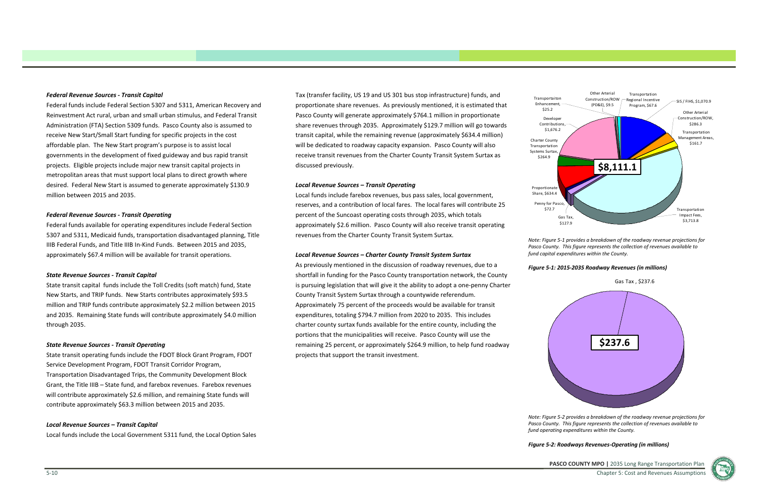#### *Federal Revenue Sources - Transit Capital*

Federal funds include Federal Section 5307 and 5311, American Recovery and Reinvestment Act rural, urban and small urban stimulus, and Federal Transit Administration (FTA) Section 5309 funds. Pasco County also is assumed to receive New Start/Small Start funding for specific projects in the cost affordable plan. The New Start program's purpose is to assist local governments in the development of fixed guideway and bus rapid transit projects. Eligible projects include major new transit capital projects in metropolitan areas that must support local plans to direct growth where desired. Federal New Start is assumed to generate approximately $130.9 million between 2015 and 2035.

#### *Federal Revenue Sources - Transit Operating*

Federal funds available for operating expenditures include Federal Section 5307 and 5311, Medicaid funds, transportation disadvantaged planning, Title IIIB Federal Funds, and Title IIIB In-Kind Funds. Between 2015 and 2035, approximately $67.4 million will be available for transit operations.

#### *State Revenue Sources - Transit Capital*

State transit capital funds include the Toll Credits (soft match) fund, State New Starts, and TRIP funds. New Starts contributes approximately $93.5 million and TRIP funds contribute approximately $2.2 million between 2015 and 2035. Remaining State funds will contribute approximately $4.0 million through 2035.

#### *State Revenue Sources - Transit Operating*

State transit operating funds include the FDOT Block Grant Program, FDOT Service Development Program, FDOT Transit Corridor Program, Transportation Disadvantaged Trips, the Community Development Block Grant, the Title IIIB – State fund, and farebox revenues. Farebox revenues will contribute approximately $2.6 million, and remaining State funds will contribute approximately $63.3 million between 2015 and 2035.

#### *Local Revenue Sources – Transit Capital*

Local funds include the Local Government 5311 fund, the Local Option Sales Tax (transfer facility, US 19 and US 301 bus stop infrastructure) funds, and proportionate share revenues. As previously mentioned, it is estimated that Pasco County will generate approximately $764.1 million in proportionate share revenues through 2035. Approximately $129.7 million will go towards transit capital, while the remaining revenue (approximately $634.4 million) will be dedicated to roadway capacity expansion. Pasco County will also receive transit revenues from the Charter County Transit System Surtax as discussed previously.

#### *Local Revenue Sources – Transit Operating*

Local funds include farebox revenues, bus pass sales, local government, reserves, and a contribution of local fares. The local fares will contribute 25 percent of the Suncoast operating costs through 2035, which totals approximately $2.6 million. Pasco County will also receive transit operating revenues from the Charter County Transit System Surtax.

#### *Local Revenue Sources – Charter County Transit System Surtax*

As previously mentioned in the discussion of roadway revenues, due to a shortfall in funding for the Pasco County transportation network, the County is pursuing legislation that will give it the ability to adopt a one-penny Charter County Transit System Surtax through a countywide referendum. Approximately 75 percent of the proceeds would be available for transit expenditures, totaling $794.7 million from 2020 to 2035. This includes charter county surtax funds available for the entire county, including the portions that the municipalities will receive. Pasco County will use the remaining 25 percent, or approximately $264.9 million, to help fund roadway projects that support the transit investment.

| Revenue Source | Amount (millions) |
|---|---|
| SIS / FIHS | $1,070.9 |
| Other Arterial Construction/ROW | $286.3 |
| Transportation Management Areas | $161.7 |
| Transportation Impact Fees | $3,713.8 |
| Gas Tax | $127.9 |
| Penny for Pasco | $72.7 |
| Proportionate Share | $634.4 |
| Charter County Transportation Systems Surtax | $264.9 |
| Developer Contributions | $1,676.2 |
| Transportaiton Enhancement | $25.2 |
| Other Arterial Construction/ROW (PD&E) | $9.5 |
| Transportation Regional Incentive Program | $67.6 |
| **Total** | **$8,111.1** |

*Note: Figure 5-1 provides a breakdown of the roadway revenue projections for Pasco County. This figure represents the collection of revenues available to fund capital expenditures within the County.*

***Figure 5-1: 2015-2035 Roadway Revenues (in millions)***

| Revenue Source | Amount (millions) |
|---|---|
| Gas Tax | $237.6 |
| **Total** | **$237.6** |

*Note: Figure 5-2 provides a breakdown of the roadway revenue projections for Pasco County. This figure represents the collection of revenues available to fund operating expenditures within the County.*

***Figure 5-2: Roadways Revenues-Operating (in millions)***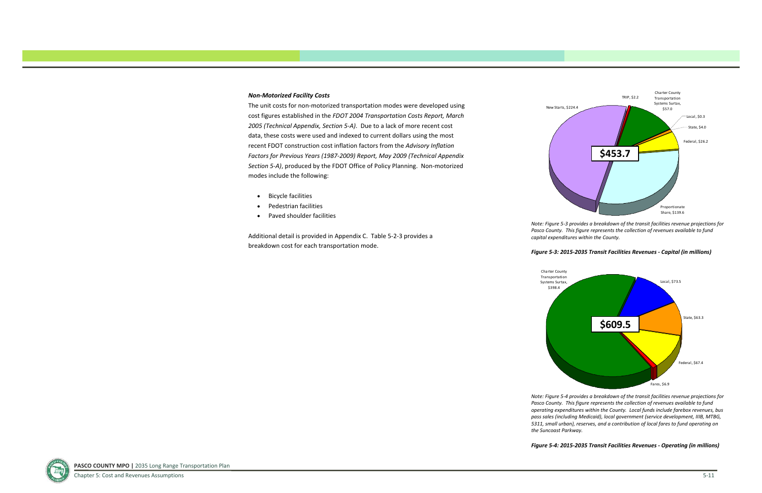***Non-Motorized Facility Costs***

The unit costs for non-motorized transportation modes were developed using cost figures established in the *FDOT 2004 Transportation Costs Report, March 2005 (Technical Appendix, Section 5-A)*. Due to a lack of more recent cost data, these costs were used and indexed to current dollars using the most recent FDOT construction cost inflation factors from the *Advisory Inflation Factors for Previous Years (1987-2009) Report, May 2009 (Technical Appendix Section 5-A)*, produced by the FDOT Office of Policy Planning. Non-motorized modes include the following:

- Bicycle facilities
- Pedestrian facilities
- Paved shoulder facilities

Additional detail is provided in Appendix C. Table 5-2-3 provides a breakdown cost for each transportation mode.

New Starts, $224.4
TRIP, $2.2
Charter County Transportation Systems Surtax, $57.0
Local, $0.3
State, $4.0
Federal, $26.2
Proportionate Share, $139.6
**$453.7**

*Note: Figure 5-3 provides a breakdown of the transit facilities revenue projections for Pasco County. This figure represents the collection of revenues available to fund capital expenditures within the County.*

***Figure 5-3: 2015-2035 Transit Facilities Revenues - Capital (in millions)***

Charter County Transportation Systems Surtax, $398.4
Local, $73.5
State, $63.3
Federal, $67.4
Fares, $6.9
**$609.5**

*Note: Figure 5-4 provides a breakdown of the transit facilities revenue projections for Pasco County. This figure represents the collection of revenues available to fund operating expenditures within the County. Local funds include farebox revenues, bus pass sales (including Medicaid), local government (service development, IIIB, MTBG, 5311, small urban), reserves, and a contribution of local fares to fund operating on the Suncoast Parkway.*

***Figure 5-4: 2015-2035 Transit Facilities Revenues - Operating (in millions)***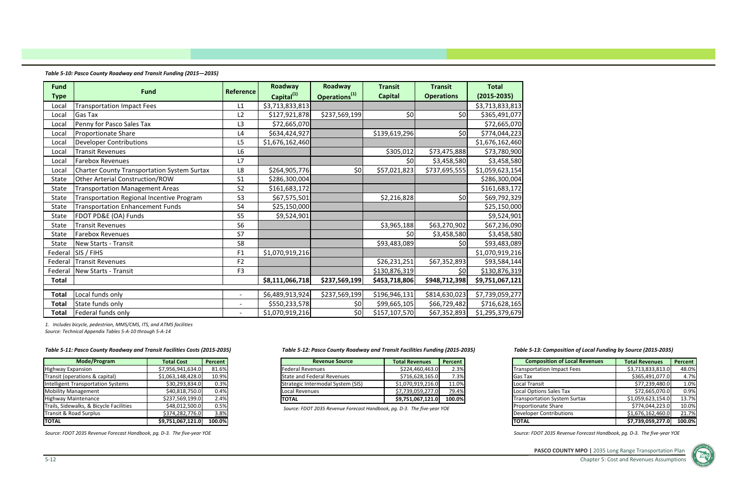*Table 5-10: Pasco County Roadway and Transit Funding (2015—2035)*

| Fund Type | Fund | Reference | Roadway Capital[1] | Roadway Operations[1] | Transit Capital | Transit Operations | Total (2015-2035) |
|---|---|---|---|---|---|---|---|
| Local | Transportation Impact Fees | L1 | $3,713,833,813 | | | | $3,713,833,813 |
| Local | Gas Tax | L2 | $127,921,878 | $237,569,199 | $0 | $0 | $365,491,077 |
| Local | Penny for Pasco Sales Tax | L3 | $72,665,070 | | | | $72,665,070 |
| Local | Proportionate Share | L4 | $634,424,927 | | $139,619,296 | $0 | $774,044,223 |
| Local | Developer Contributions | L5 | $1,676,162,460 | | | | $1,676,162,460 |
| Local | Transit Revenues | L6 | | | $305,012 | $73,475,888 | $73,780,900 |
| Local | Farebox Revenues | L7 | | | $0 | $3,458,580 | $3,458,580 |
| Local | Charter County Transportation System Surtax | L8 | $264,905,776 | $0 | $57,021,823 | $737,695,555 | $1,059,623,154 |
| State | Other Arterial Construction/ROW | S1 | $286,300,004 | | | | $286,300,004 |
| State | Transportation Management Areas | S2 | $161,683,172 | | | | $161,683,172 |
| State | Transportation Regional Incentive Program | S3 | $67,575,501 | | $2,216,828 | $0 | $69,792,329 |
| State | Transportation Enhancement Funds | S4 | $25,150,000 | | | | $25,150,000 |
| State | FDOT PD&E (OA) Funds | S5 | $9,524,901 | | | | $9,524,901 |
| State | Transit Revenues | S6 | | | $3,965,188 | $63,270,902 | $67,236,090 |
| State | Farebox Revenues | S7 | | | $0 | $3,458,580 | $3,458,580 |
| State | New Starts - Transit | S8 | | | $93,483,089 | $0 | $93,483,089 |
| Federal | SIS / FIHS | F1 | $1,070,919,216 | | | | $1,070,919,216 |
| Federal | Transit Revenues | F2 | | | $26,231,251 | $67,352,893 | $93,584,144 |
| Federal | New Starts - Transit | F3 | | | $130,876,319 | $0 | $130,876,319 |
| **Total** | | | **$8,111,066,718** | **$237,569,199** | **$453,718,806** | **$948,712,398** | **$9,751,067,121** |
| **Total** | Local funds only | - | $6,489,913,924 | $237,569,199 | $196,946,131 | $814,630,023 | $7,739,059,277 |
| **Total** | State funds only | - | $550,233,578 | $0 | $99,665,105 | $66,729,482 | $716,628,165 |
| **Total** | Federal funds only | - | $1,070,919,216 | $0 | $157,107,570 | $67,352,893 | $1,295,379,679 |

*1. Includes bicycle, pedestrian, MMS/CMS, ITS, and ATMS facilities*
*Source: Technical Appendix Tables 5-A-10 through 5-A-14*

*Table 5-11: Pasco County Roadway and Transit Facilities Costs (2015-2035)*

| Mode/Program | Total Cost | Percent |
|---|---|---|
| Highway Expansion | $7,956,941,634.0 | 81.6% |
| Transit (operations & capital) | $1,063,148,428.0 | 10.9% |
| Intelligent Transportation Systems | $30,293,834.0 | 0.3% |
| Mobility Management | $40,818,750.0 | 0.4% |
| Highway Maintenance | $237,569,199.0 | 2.4% |
| Trails, Sidewalks, & Bicycle Facilities | $48,012,500.0 | 0.5% |
| Transit & Road Surplus | $374,282,776.0 | 3.8% |
| **TOTAL** | **$9,751,067,121.0** | **100.0%** |

*Source: FDOT 2035 Revenue Forecast Handbook, pg. D-3. The five-year YOE*

*Table 5-12: Pasco County Roadway and Transit Facilities Funding (2015-2035)*

| Revenue Source | Total Revenues | Percent |
|---|---|---|
| Federal Revenues | $224,460,463.0 | 2.3% |
| State and Federal Revenues | $716,628,165.0 | 7.3% |
| Strategic Intermodal System (SIS) | $1,070,919,216.0 | 11.0% |
| Local Revenues | $7,739,059,277.0 | 79.4% |
| **TOTAL** | **$9,751,067,121.0** | **100.0%** |

*Source: FDOT 2035 Revenue Forecast Handbook, pg. D-3. The five-year YOE*

*Table 5-13: Composition of Local Funding by Source (2015-2035)*

| Composition of Local Revenues | Total Revenues | Percent |
|---|---|---|
| Transportation Impact Fees | $3,713,833,813.0 | 48.0% |
| Gas Tax | $365,491,077.0 | 4.7% |
| Local Transit | $77,239,480.0 | 1.0% |
| Local Options Sales Tax | $72,665,070.0 | 0.9% |
| Transportation System Surtax | $1,059,623,154.0 | 13.7% |
| Proportionate Share | $774,044,223.0 | 10.0% |
| Developer Contributions | $1,676,162,460.0 | 21.7% |
| **TOTAL** | **$7,739,059,277.0** | **100.0%** |

*Source: FDOT 2035 Revenue Forecast Handbook, pg. D-3. The five-year YOE*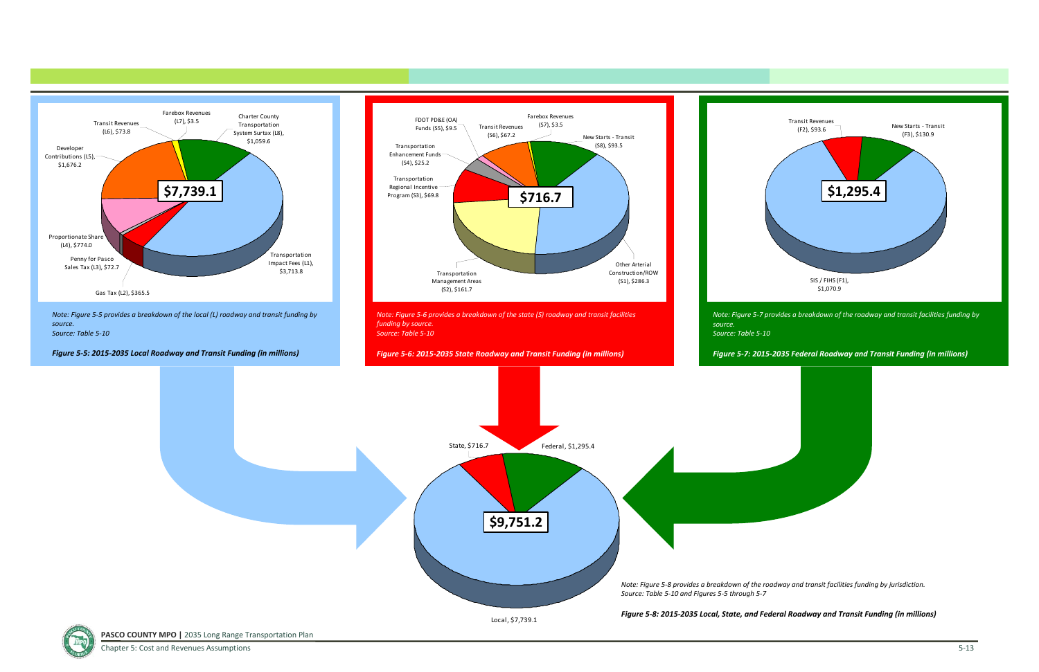$7,739.1

Farebox Revenues (L7), $3.5

Transit Revenues (L6), $73.8

Charter County Transportation System Surtax (L8), $1,059.6

Developer Contributions (L5), $1,676.2

Proportionate Share (L4), $774.0

Penny for Pasco Sales Tax (L3), $72.7

Gas Tax (L2), $365.5

Transportation Impact Fees (L1), $3,713.8

*Note: Figure 5-5 provides a breakdown of the local (L) roadway and transit funding by source.*
*Source: Table 5-10*

***Figure 5-5: 2015-2035 Local Roadway and Transit Funding (in millions)***

$716.7

FDOT PD&E (OA) Funds (S5), $9.5

Transit Revenues (S6), $67.2

Farebox Revenues (S7), $3.5

New Starts - Transit (S8), $93.5

Transportation Enhancement Funds (S4), $25.2

Transportation Regional Incentive Program (S3), $69.8

Transportation Management Areas (S2), $161.7

Other Arterial Construction/ROW (S1), $286.3

*Note: Figure 5-6 provides a breakdown of the state (S) roadway and transit facilities funding by source.*
*Source: Table 5-10*

***Figure 5-6: 2015-2035 State Roadway and Transit Funding (in millions)***

$1,295.4

Transit Revenues (F2), $93.6

New Starts - Transit (F3), $130.9

SIS / FIHS (F1), $1,070.9

*Note: Figure 5-7 provides a breakdown of the roadway and transit facilities funding by source.*
*Source: Table 5-10*

***Figure 5-7: 2015-2035 Federal Roadway and Transit Funding (in millions)***

$9,751.2

State, $716.7

Federal, $1,295.4

Local, $7,739.1

*Note: Figure 5-8 provides a breakdown of the roadway and transit facilities funding by jurisdiction.*
*Source: Table 5-10 and Figures 5-5 through 5-7*

***Figure 5-8: 2015-2035 Local, State, and Federal Roadway and Transit Funding (in millions)***